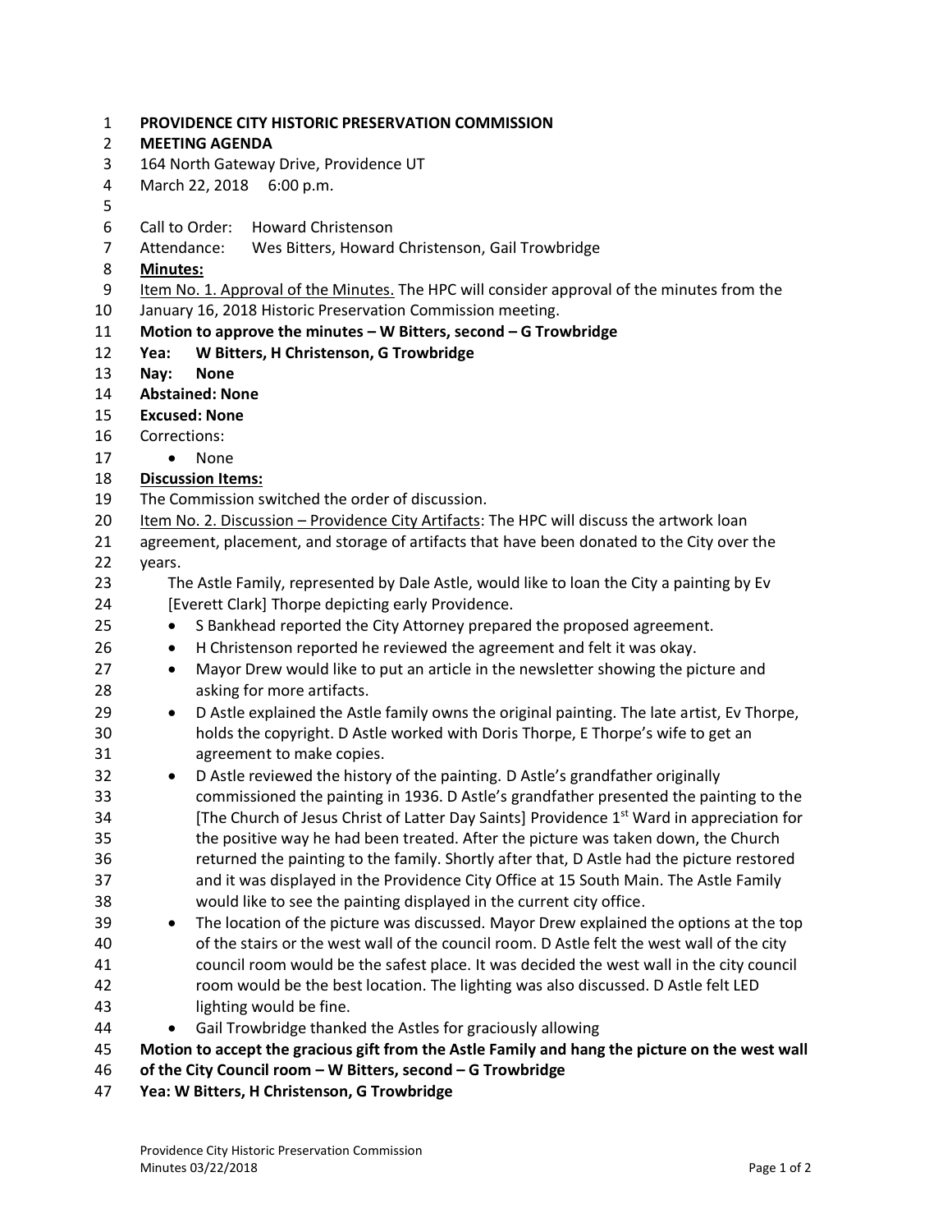**PROVIDENCE CITY HISTORIC PRESERVATION COMMISSION**
**MEETING AGENDA**
164 North Gateway Drive, Providence UT
March 22, 2018 6:00 p.m.

Call to Order: Howard Christenson
Attendance: Wes Bitters, Howard Christenson, Gail Trowbridge

**Minutes:**

Item No. 1. Approval of the Minutes. The HPC will consider approval of the minutes from the January 16, 2018 Historic Preservation Commission meeting.

**Motion to approve the minutes – W Bitters, second – G Trowbridge**
**Yea: W Bitters, H Christenson, G Trowbridge**
**Nay: None**
**Abstained: None**
**Excused: None**

Corrections:

- None

**Discussion Items:**

The Commission switched the order of discussion.

Item No. 2. Discussion – Providence City Artifacts: The HPC will discuss the artwork loan agreement, placement, and storage of artifacts that have been donated to the City over the years.

The Astle Family, represented by Dale Astle, would like to loan the City a painting by Ev [Everett Clark] Thorpe depicting early Providence.

- S Bankhead reported the City Attorney prepared the proposed agreement.
- H Christenson reported he reviewed the agreement and felt it was okay.
- Mayor Drew would like to put an article in the newsletter showing the picture and asking for more artifacts.
- D Astle explained the Astle family owns the original painting. The late artist, Ev Thorpe, holds the copyright. D Astle worked with Doris Thorpe, E Thorpe's wife to get an agreement to make copies.
- D Astle reviewed the history of the painting. D Astle's grandfather originally commissioned the painting in 1936. D Astle's grandfather presented the painting to the [The Church of Jesus Christ of Latter Day Saints] Providence 1st Ward in appreciation for the positive way he had been treated. After the picture was taken down, the Church returned the painting to the family. Shortly after that, D Astle had the picture restored and it was displayed in the Providence City Office at 15 South Main. The Astle Family would like to see the painting displayed in the current city office.
- The location of the picture was discussed. Mayor Drew explained the options at the top of the stairs or the west wall of the council room. D Astle felt the west wall of the city council room would be the safest place. It was decided the west wall in the city council room would be the best location. The lighting was also discussed. D Astle felt LED lighting would be fine.
- Gail Trowbridge thanked the Astles for graciously allowing

**Motion to accept the gracious gift from the Astle Family and hang the picture on the west wall of the City Council room – W Bitters, second – G Trowbridge**
**Yea: W Bitters, H Christenson, G Trowbridge**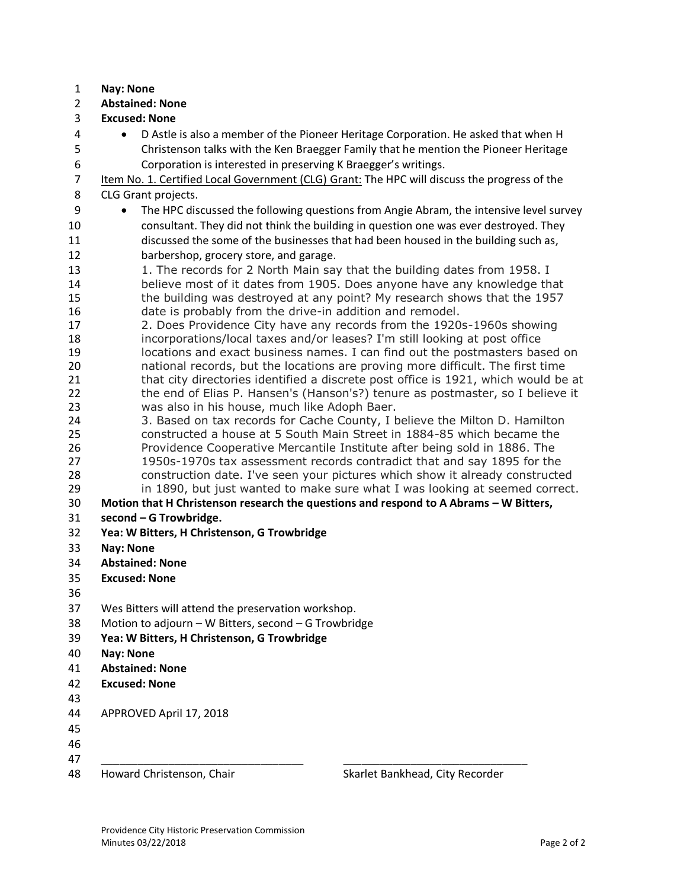**Nay: None**
**Abstained: None**
**Excused: None**

- D Astle is also a member of the Pioneer Heritage Corporation. He asked that when H Christenson talks with the Ken Braegger Family that he mention the Pioneer Heritage Corporation is interested in preserving K Braegger's writings.

Item No. 1. Certified Local Government (CLG) Grant: The HPC will discuss the progress of the CLG Grant projects.

- The HPC discussed the following questions from Angie Abram, the intensive level survey consultant. They did not think the building in question one was ever destroyed. They discussed the some of the businesses that had been housed in the building such as, barbershop, grocery store, and garage.

  1. The records for 2 North Main say that the building dates from 1958. I believe most of it dates from 1905. Does anyone have any knowledge that the building was destroyed at any point? My research shows that the 1957 date is probably from the drive-in addition and remodel.
  2. Does Providence City have any records from the 1920s-1960s showing incorporations/local taxes and/or leases? I'm still looking at post office locations and exact business names. I can find out the postmasters based on national records, but the locations are proving more difficult. The first time that city directories identified a discrete post office is 1921, which would be at the end of Elias P. Hansen's (Hanson's?) tenure as postmaster, so I believe it was also in his house, much like Adoph Baer.
  3. Based on tax records for Cache County, I believe the Milton D. Hamilton constructed a house at 5 South Main Street in 1884-85 which became the Providence Cooperative Mercantile Institute after being sold in 1886. The 1950s-1970s tax assessment records contradict that and say 1895 for the construction date. I've seen your pictures which show it already constructed in 1890, but just wanted to make sure what I was looking at seemed correct.

**Motion that H Christenson research the questions and respond to A Abrams – W Bitters, second – G Trowbridge.**
**Yea: W Bitters, H Christenson, G Trowbridge**
**Nay: None**
**Abstained: None**
**Excused: None**

Wes Bitters will attend the preservation workshop.
Motion to adjourn – W Bitters, second – G Trowbridge
**Yea: W Bitters, H Christenson, G Trowbridge**
**Nay: None**
**Abstained: None**
**Excused: None**

APPROVED April 17, 2018

_______________________________ _______________________________
Howard Christenson, Chair Skarlet Bankhead, City Recorder

Providence City Historic Preservation Commission
Minutes 03/22/2018